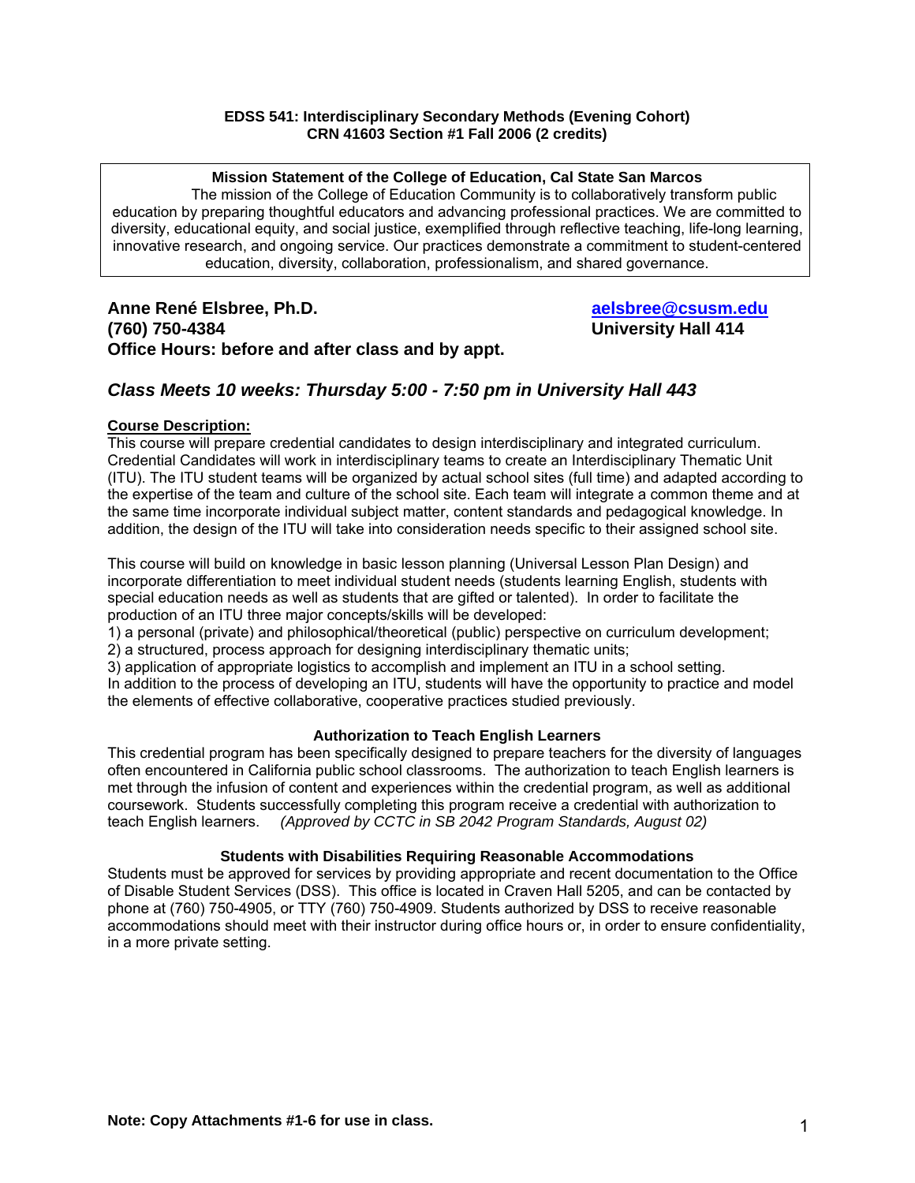**EDSS 541: Interdisciplinary Secondary Methods (Evening Cohort)**
**CRN 41603 Section #1 Fall 2006 (2 credits)**

> **Mission Statement of the College of Education, Cal State San Marcos**
> The mission of the College of Education Community is to collaboratively transform public education by preparing thoughtful educators and advancing professional practices. We are committed to diversity, educational equity, and social justice, exemplified through reflective teaching, life-long learning, innovative research, and ongoing service. Our practices demonstrate a commitment to student-centered education, diversity, collaboration, professionalism, and shared governance.

**Anne René Elsbree, Ph.D.** **aelsbree@csusm.edu**
**(760) 750-4384** **University Hall 414**
**Office Hours: before and after class and by appt.**

### *Class Meets 10 weeks: Thursday 5:00 - 7:50 pm in University Hall 443*

**Course Description:**

This course will prepare credential candidates to design interdisciplinary and integrated curriculum. Credential Candidates will work in interdisciplinary teams to create an Interdisciplinary Thematic Unit (ITU). The ITU student teams will be organized by actual school sites (full time) and adapted according to the expertise of the team and culture of the school site. Each team will integrate a common theme and at the same time incorporate individual subject matter, content standards and pedagogical knowledge. In addition, the design of the ITU will take into consideration needs specific to their assigned school site.

This course will build on knowledge in basic lesson planning (Universal Lesson Plan Design) and incorporate differentiation to meet individual student needs (students learning English, students with special education needs as well as students that are gifted or talented). In order to facilitate the production of an ITU three major concepts/skills will be developed:

1) a personal (private) and philosophical/theoretical (public) perspective on curriculum development;
2) a structured, process approach for designing interdisciplinary thematic units;
3) application of appropriate logistics to accomplish and implement an ITU in a school setting.

In addition to the process of developing an ITU, students will have the opportunity to practice and model the elements of effective collaborative, cooperative practices studied previously.

**Authorization to Teach English Learners**

This credential program has been specifically designed to prepare teachers for the diversity of languages often encountered in California public school classrooms. The authorization to teach English learners is met through the infusion of content and experiences within the credential program, as well as additional coursework. Students successfully completing this program receive a credential with authorization to teach English learners. *(Approved by CCTC in SB 2042 Program Standards, August 02)*

**Students with Disabilities Requiring Reasonable Accommodations**

Students must be approved for services by providing appropriate and recent documentation to the Office of Disable Student Services (DSS). This office is located in Craven Hall 5205, and can be contacted by phone at (760) 750-4905, or TTY (760) 750-4909. Students authorized by DSS to receive reasonable accommodations should meet with their instructor during office hours or, in order to ensure confidentiality, in a more private setting.

**Note: Copy Attachments #1-6 for use in class.**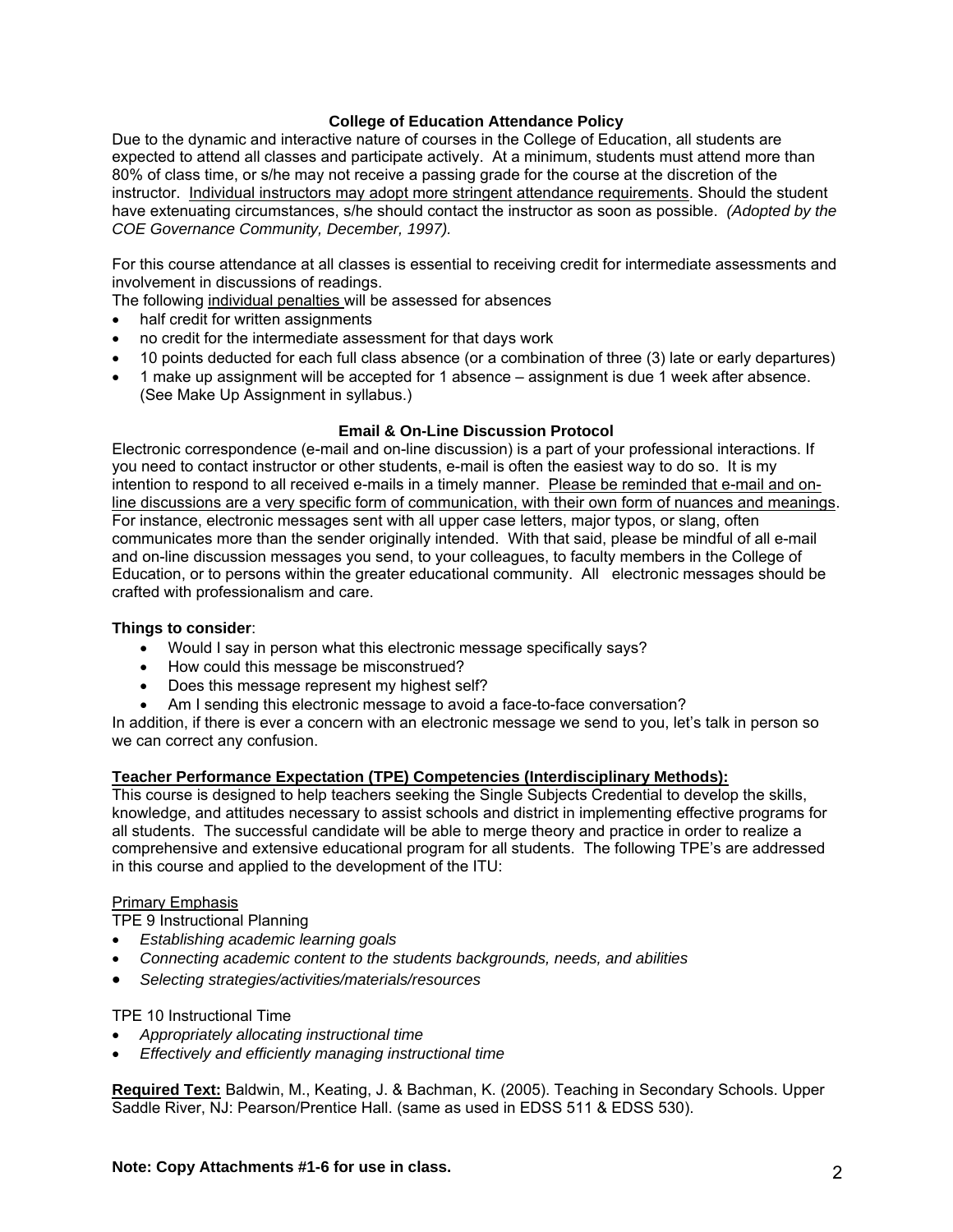### College of Education Attendance Policy

Due to the dynamic and interactive nature of courses in the College of Education, all students are expected to attend all classes and participate actively. At a minimum, students must attend more than 80% of class time, or s/he may not receive a passing grade for the course at the discretion of the instructor. Individual instructors may adopt more stringent attendance requirements. Should the student have extenuating circumstances, s/he should contact the instructor as soon as possible. *(Adopted by the COE Governance Community, December, 1997).*

For this course attendance at all classes is essential to receiving credit for intermediate assessments and involvement in discussions of readings.

The following individual penalties will be assessed for absences

- half credit for written assignments
- no credit for the intermediate assessment for that days work
- 10 points deducted for each full class absence (or a combination of three (3) late or early departures)
- 1 make up assignment will be accepted for 1 absence – assignment is due 1 week after absence. (See Make Up Assignment in syllabus.)

### Email & On-Line Discussion Protocol

Electronic correspondence (e-mail and on-line discussion) is a part of your professional interactions. If you need to contact instructor or other students, e-mail is often the easiest way to do so. It is my intention to respond to all received e-mails in a timely manner. Please be reminded that e-mail and on-line discussions are a very specific form of communication, with their own form of nuances and meanings. For instance, electronic messages sent with all upper case letters, major typos, or slang, often communicates more than the sender originally intended. With that said, please be mindful of all e-mail and on-line discussion messages you send, to your colleagues, to faculty members in the College of Education, or to persons within the greater educational community. All electronic messages should be crafted with professionalism and care.

**Things to consider**:

- Would I say in person what this electronic message specifically says?
- How could this message be misconstrued?
- Does this message represent my highest self?
- Am I sending this electronic message to avoid a face-to-face conversation?

In addition, if there is ever a concern with an electronic message we send to you, let's talk in person so we can correct any confusion.

**Teacher Performance Expectation (TPE) Competencies (Interdisciplinary Methods):**

This course is designed to help teachers seeking the Single Subjects Credential to develop the skills, knowledge, and attitudes necessary to assist schools and district in implementing effective programs for all students. The successful candidate will be able to merge theory and practice in order to realize a comprehensive and extensive educational program for all students. The following TPE's are addressed in this course and applied to the development of the ITU:

Primary Emphasis

TPE 9 Instructional Planning

- *Establishing academic learning goals*
- *Connecting academic content to the students backgrounds, needs, and abilities*
- *Selecting strategies/activities/materials/resources*

TPE 10 Instructional Time

- *Appropriately allocating instructional time*
- *Effectively and efficiently managing instructional time*

**Required Text:** Baldwin, M., Keating, J. & Bachman, K. (2005). Teaching in Secondary Schools. Upper Saddle River, NJ: Pearson/Prentice Hall. (same as used in EDSS 511 & EDSS 530).

**Note: Copy Attachments #1-6 for use in class.**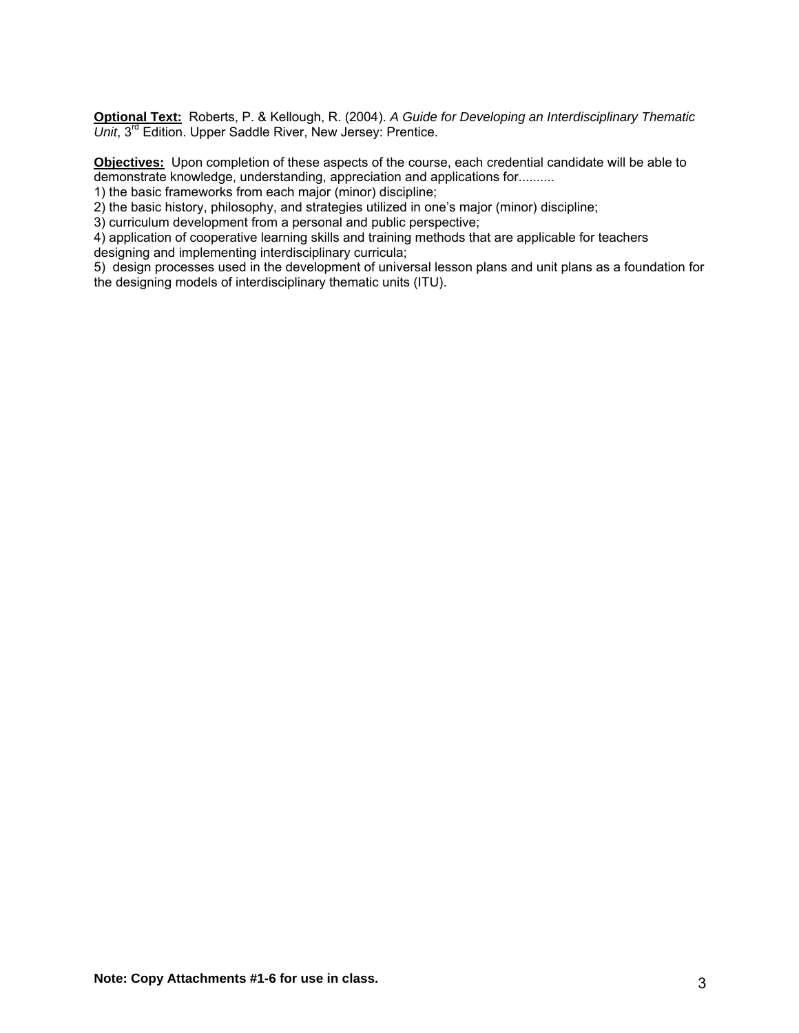**Optional Text:** Roberts, P. & Kellough, R. (2004). *A Guide for Developing an Interdisciplinary Thematic Unit*, 3rd Edition. Upper Saddle River, New Jersey: Prentice.

**Objectives:** Upon completion of these aspects of the course, each credential candidate will be able to demonstrate knowledge, understanding, appreciation and applications for..........

1) the basic frameworks from each major (minor) discipline;
2) the basic history, philosophy, and strategies utilized in one's major (minor) discipline;
3) curriculum development from a personal and public perspective;
4) application of cooperative learning skills and training methods that are applicable for teachers designing and implementing interdisciplinary curricula;
5) design processes used in the development of universal lesson plans and unit plans as a foundation for the designing models of interdisciplinary thematic units (ITU).

**Note: Copy Attachments #1-6 for use in class.**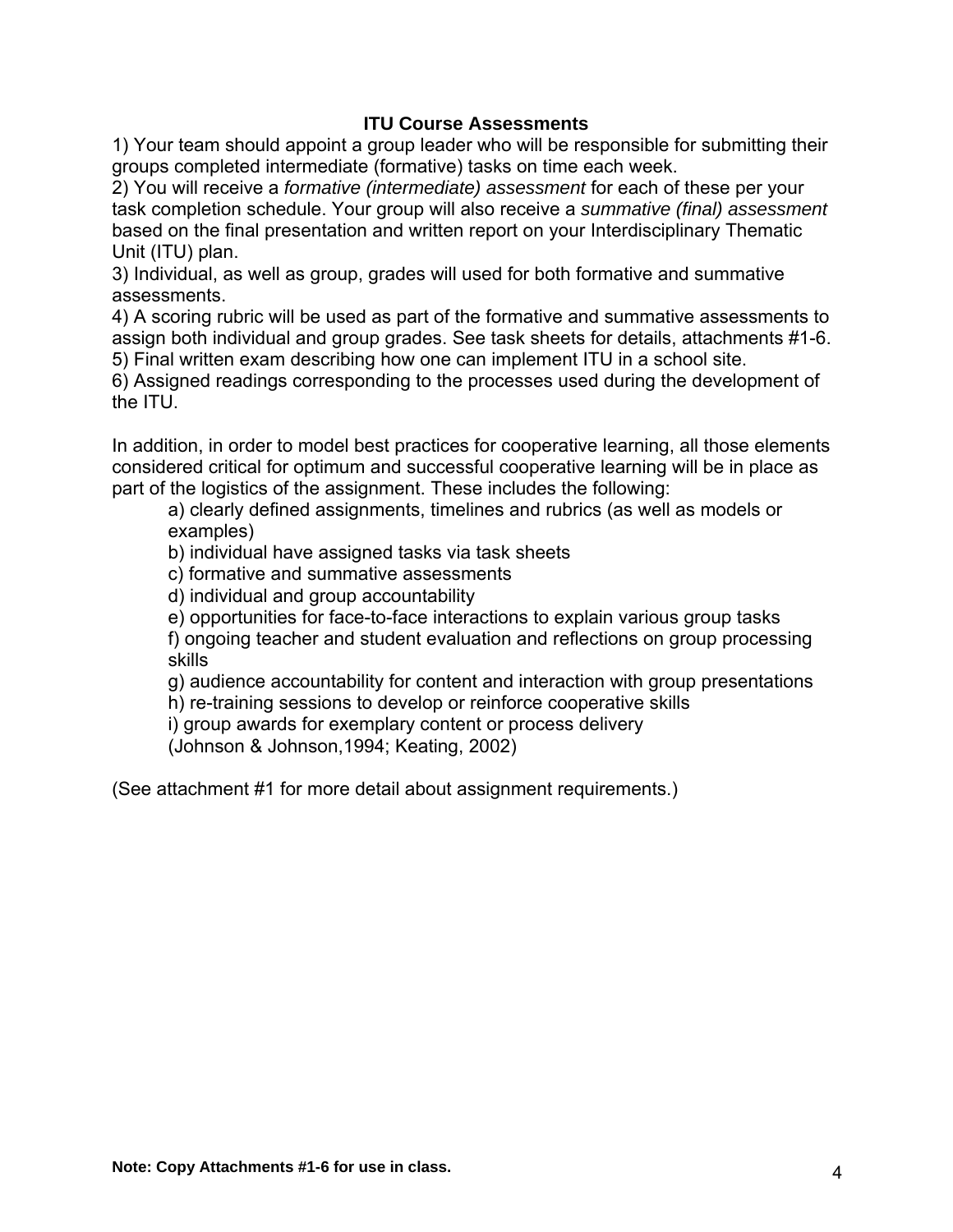### ITU Course Assessments

1) Your team should appoint a group leader who will be responsible for submitting their groups completed intermediate (formative) tasks on time each week.
2) You will receive a *formative (intermediate) assessment* for each of these per your task completion schedule. Your group will also receive a *summative (final) assessment* based on the final presentation and written report on your Interdisciplinary Thematic Unit (ITU) plan.
3) Individual, as well as group, grades will used for both formative and summative assessments.
4) A scoring rubric will be used as part of the formative and summative assessments to assign both individual and group grades. See task sheets for details, attachments #1-6.
5) Final written exam describing how one can implement ITU in a school site.
6) Assigned readings corresponding to the processes used during the development of the ITU.

In addition, in order to model best practices for cooperative learning, all those elements considered critical for optimum and successful cooperative learning will be in place as part of the logistics of the assignment. These includes the following:

a) clearly defined assignments, timelines and rubrics (as well as models or examples)
b) individual have assigned tasks via task sheets
c) formative and summative assessments
d) individual and group accountability
e) opportunities for face-to-face interactions to explain various group tasks
f) ongoing teacher and student evaluation and reflections on group processing skills
g) audience accountability for content and interaction with group presentations
h) re-training sessions to develop or reinforce cooperative skills
i) group awards for exemplary content or process delivery
(Johnson & Johnson,1994; Keating, 2002)

(See attachment #1 for more detail about assignment requirements.)

**Note: Copy Attachments #1-6 for use in class.**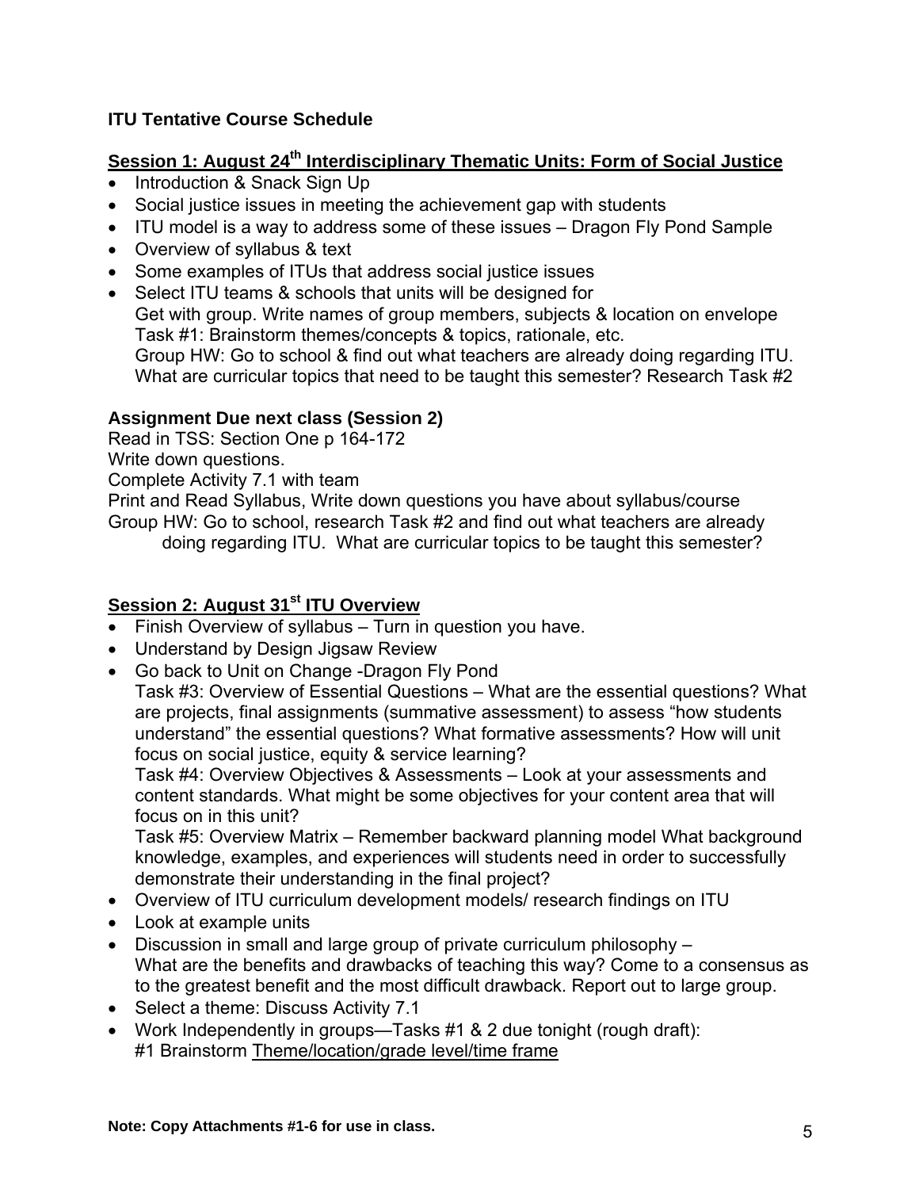**ITU Tentative Course Schedule**

**Session 1: August 24th Interdisciplinary Thematic Units: Form of Social Justice**

- Introduction & Snack Sign Up
- Social justice issues in meeting the achievement gap with students
- ITU model is a way to address some of these issues – Dragon Fly Pond Sample
- Overview of syllabus & text
- Some examples of ITUs that address social justice issues
- Select ITU teams & schools that units will be designed for
  Get with group. Write names of group members, subjects & location on envelope
  Task #1: Brainstorm themes/concepts & topics, rationale, etc.
  Group HW: Go to school & find out what teachers are already doing regarding ITU. What are curricular topics that need to be taught this semester? Research Task #2

**Assignment Due next class (Session 2)**

Read in TSS: Section One p 164-172
Write down questions.
Complete Activity 7.1 with team
Print and Read Syllabus, Write down questions you have about syllabus/course
Group HW: Go to school, research Task #2 and find out what teachers are already doing regarding ITU. What are curricular topics to be taught this semester?

**Session 2: August 31st ITU Overview**

- Finish Overview of syllabus – Turn in question you have.
- Understand by Design Jigsaw Review
- Go back to Unit on Change -Dragon Fly Pond
  Task #3: Overview of Essential Questions – What are the essential questions? What are projects, final assignments (summative assessment) to assess "how students understand" the essential questions? What formative assessments? How will unit focus on social justice, equity & service learning?
  Task #4: Overview Objectives & Assessments – Look at your assessments and content standards. What might be some objectives for your content area that will focus on in this unit?
  Task #5: Overview Matrix – Remember backward planning model What background knowledge, examples, and experiences will students need in order to successfully demonstrate their understanding in the final project?
- Overview of ITU curriculum development models/ research findings on ITU
- Look at example units
- Discussion in small and large group of private curriculum philosophy –
  What are the benefits and drawbacks of teaching this way? Come to a consensus as to the greatest benefit and the most difficult drawback. Report out to large group.
- Select a theme: Discuss Activity 7.1
- Work Independently in groups—Tasks #1 & 2 due tonight (rough draft):
  #1 Brainstorm Theme/location/grade level/time frame

**Note: Copy Attachments #1-6 for use in class.**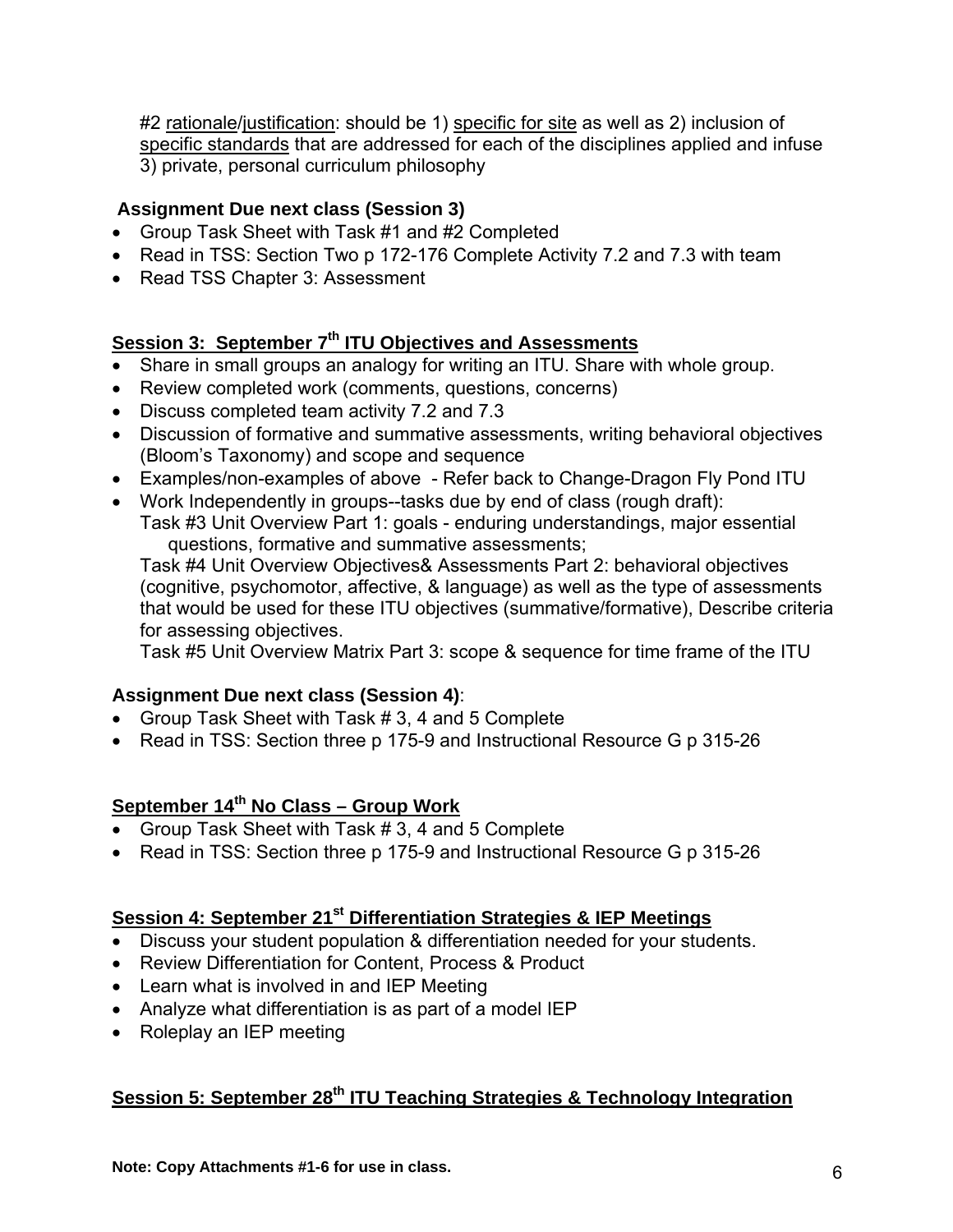#2 rationale/justification: should be 1) specific for site as well as 2) inclusion of specific standards that are addressed for each of the disciplines applied and infuse 3) private, personal curriculum philosophy

**Assignment Due next class (Session 3)**

- Group Task Sheet with Task #1 and #2 Completed
- Read in TSS: Section Two p 172-176 Complete Activity 7.2 and 7.3 with team
- Read TSS Chapter 3: Assessment

## Session 3: September 7th ITU Objectives and Assessments

- Share in small groups an analogy for writing an ITU. Share with whole group.
- Review completed work (comments, questions, concerns)
- Discuss completed team activity 7.2 and 7.3
- Discussion of formative and summative assessments, writing behavioral objectives (Bloom's Taxonomy) and scope and sequence
- Examples/non-examples of above - Refer back to Change-Dragon Fly Pond ITU
- Work Independently in groups--tasks due by end of class (rough draft):
  Task #3 Unit Overview Part 1: goals - enduring understandings, major essential questions, formative and summative assessments;
  Task #4 Unit Overview Objectives& Assessments Part 2: behavioral objectives (cognitive, psychomotor, affective, & language) as well as the type of assessments that would be used for these ITU objectives (summative/formative), Describe criteria for assessing objectives.
  Task #5 Unit Overview Matrix Part 3: scope & sequence for time frame of the ITU

**Assignment Due next class (Session 4)**:

- Group Task Sheet with Task # 3, 4 and 5 Complete
- Read in TSS: Section three p 175-9 and Instructional Resource G p 315-26

## September 14th No Class – Group Work

- Group Task Sheet with Task # 3, 4 and 5 Complete
- Read in TSS: Section three p 175-9 and Instructional Resource G p 315-26

## Session 4: September 21st Differentiation Strategies & IEP Meetings

- Discuss your student population & differentiation needed for your students.
- Review Differentiation for Content, Process & Product
- Learn what is involved in and IEP Meeting
- Analyze what differentiation is as part of a model IEP
- Roleplay an IEP meeting

## Session 5: September 28th ITU Teaching Strategies & Technology Integration

**Note: Copy Attachments #1-6 for use in class.**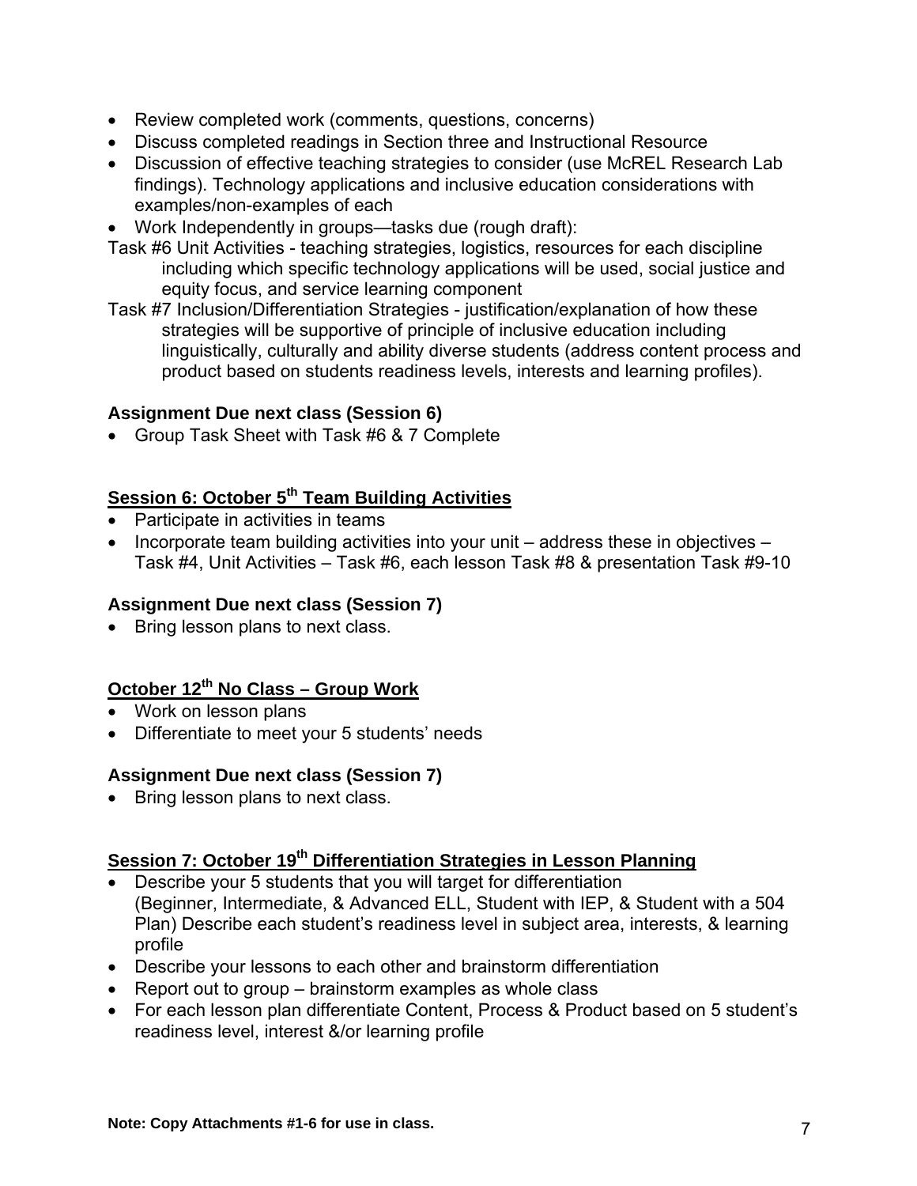- Review completed work (comments, questions, concerns)
- Discuss completed readings in Section three and Instructional Resource
- Discussion of effective teaching strategies to consider (use McREL Research Lab findings). Technology applications and inclusive education considerations with examples/non-examples of each
- Work Independently in groups—tasks due (rough draft):

Task #6 Unit Activities - teaching strategies, logistics, resources for each discipline including which specific technology applications will be used, social justice and equity focus, and service learning component

Task #7 Inclusion/Differentiation Strategies - justification/explanation of how these strategies will be supportive of principle of inclusive education including linguistically, culturally and ability diverse students (address content process and product based on students readiness levels, interests and learning profiles).

**Assignment Due next class (Session 6)**

- Group Task Sheet with Task #6 & 7 Complete

## Session 6: October 5th Team Building Activities

- Participate in activities in teams
- Incorporate team building activities into your unit – address these in objectives – Task #4, Unit Activities – Task #6, each lesson Task #8 & presentation Task #9-10

**Assignment Due next class (Session 7)**

- Bring lesson plans to next class.

## October 12th No Class – Group Work

- Work on lesson plans
- Differentiate to meet your 5 students' needs

**Assignment Due next class (Session 7)**

- Bring lesson plans to next class.

## Session 7: October 19th Differentiation Strategies in Lesson Planning

- Describe your 5 students that you will target for differentiation (Beginner, Intermediate, & Advanced ELL, Student with IEP, & Student with a 504 Plan) Describe each student's readiness level in subject area, interests, & learning profile
- Describe your lessons to each other and brainstorm differentiation
- Report out to group – brainstorm examples as whole class
- For each lesson plan differentiate Content, Process & Product based on 5 student's readiness level, interest &/or learning profile

**Note: Copy Attachments #1-6 for use in class.**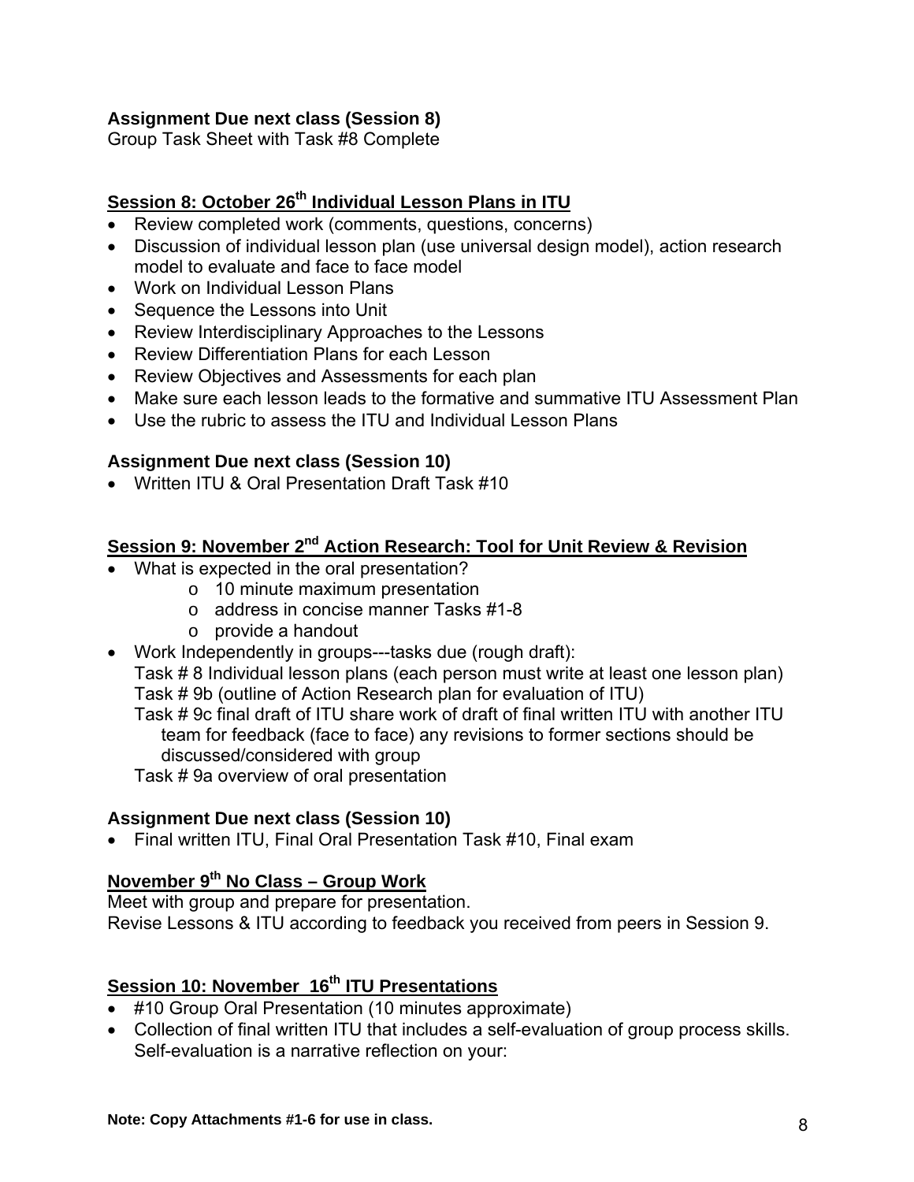**Assignment Due next class (Session 8)**
Group Task Sheet with Task #8 Complete

## Session 8: October 26th Individual Lesson Plans in ITU

- Review completed work (comments, questions, concerns)
- Discussion of individual lesson plan (use universal design model), action research model to evaluate and face to face model
- Work on Individual Lesson Plans
- Sequence the Lessons into Unit
- Review Interdisciplinary Approaches to the Lessons
- Review Differentiation Plans for each Lesson
- Review Objectives and Assessments for each plan
- Make sure each lesson leads to the formative and summative ITU Assessment Plan
- Use the rubric to assess the ITU and Individual Lesson Plans

**Assignment Due next class (Session 10)**

- Written ITU & Oral Presentation Draft Task #10

## Session 9: November 2nd Action Research: Tool for Unit Review & Revision

- What is expected in the oral presentation?
  - 10 minute maximum presentation
  - address in concise manner Tasks #1-8
  - provide a handout
- Work Independently in groups---tasks due (rough draft):
  Task # 8 Individual lesson plans (each person must write at least one lesson plan)
  Task # 9b (outline of Action Research plan for evaluation of ITU)
  Task # 9c final draft of ITU share work of draft of final written ITU with another ITU team for feedback (face to face) any revisions to former sections should be discussed/considered with group
  Task # 9a overview of oral presentation

**Assignment Due next class (Session 10)**

- Final written ITU, Final Oral Presentation Task #10, Final exam

## November 9th No Class – Group Work

Meet with group and prepare for presentation.
Revise Lessons & ITU according to feedback you received from peers in Session 9.

## Session 10: November 16th ITU Presentations

- #10 Group Oral Presentation (10 minutes approximate)
- Collection of final written ITU that includes a self-evaluation of group process skills. Self-evaluation is a narrative reflection on your:

**Note: Copy Attachments #1-6 for use in class.**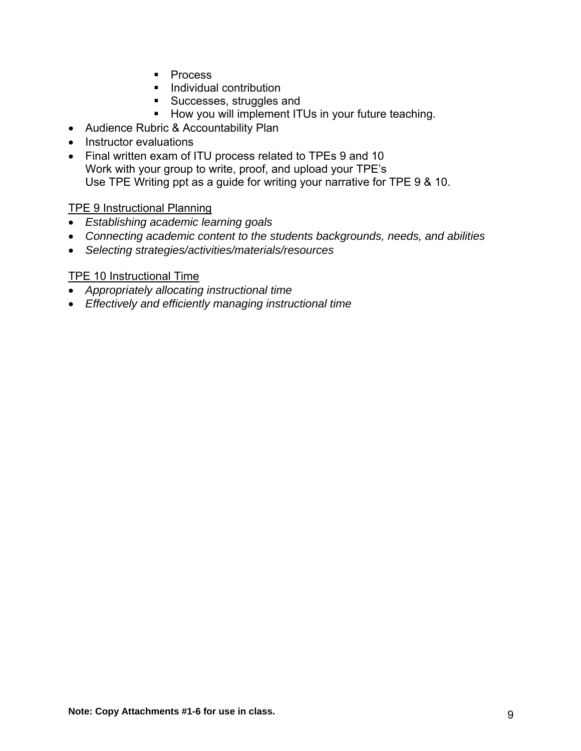- Process
    - Individual contribution
    - Successes, struggles and
    - How you will implement ITUs in your future teaching.
- Audience Rubric & Accountability Plan
- Instructor evaluations
- Final written exam of ITU process related to TPEs 9 and 10  
  Work with your group to write, proof, and upload your TPE's  
  Use TPE Writing ppt as a guide for writing your narrative for TPE 9 & 10.

<u>TPE 9 Instructional Planning</u>

- *Establishing academic learning goals*
- *Connecting academic content to the students backgrounds, needs, and abilities*
- *Selecting strategies/activities/materials/resources*

<u>TPE 10 Instructional Time</u>

- *Appropriately allocating instructional time*
- *Effectively and efficiently managing instructional time*

**Note: Copy Attachments #1-6 for use in class.**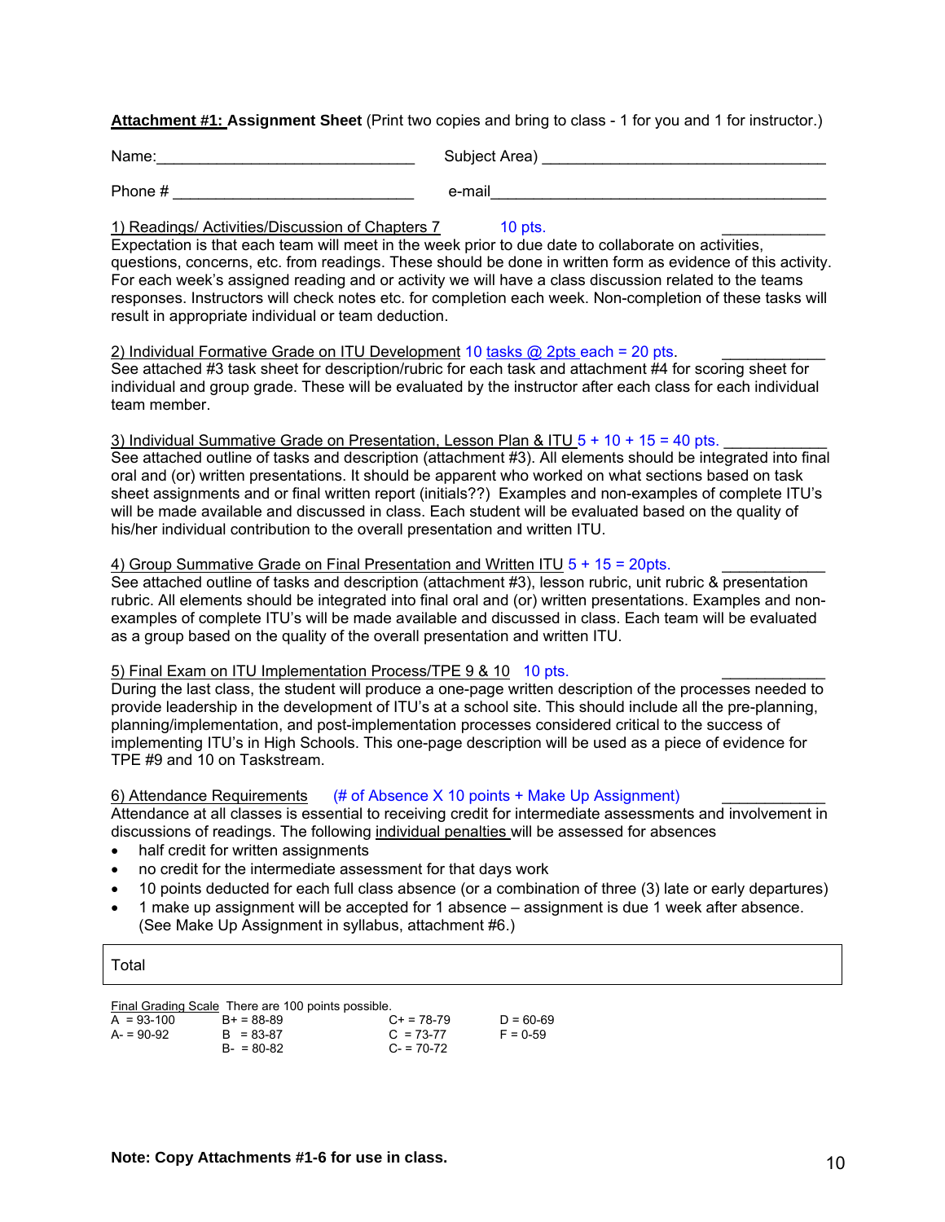**Attachment #1: Assignment Sheet** (Print two copies and bring to class - 1 for you and 1 for instructor.)

Name:______________________________ Subject Area) _________________________________

Phone # ___________________________ e-mail_______________________________________

1) Readings/ Activities/Discussion of Chapters 7 10 pts. ____________

Expectation is that each team will meet in the week prior to due date to collaborate on activities, questions, concerns, etc. from readings. These should be done in written form as evidence of this activity. For each week's assigned reading and or activity we will have a class discussion related to the teams responses. Instructors will check notes etc. for completion each week. Non-completion of these tasks will result in appropriate individual or team deduction.

2) Individual Formative Grade on ITU Development 10 tasks @ 2pts each = 20 pts. ____________

See attached #3 task sheet for description/rubric for each task and attachment #4 for scoring sheet for individual and group grade. These will be evaluated by the instructor after each class for each individual team member.

3) Individual Summative Grade on Presentation, Lesson Plan & ITU 5 + 10 + 15 = 40 pts. ____________

See attached outline of tasks and description (attachment #3). All elements should be integrated into final oral and (or) written presentations. It should be apparent who worked on what sections based on task sheet assignments and or final written report (initials??) Examples and non-examples of complete ITU's will be made available and discussed in class. Each student will be evaluated based on the quality of his/her individual contribution to the overall presentation and written ITU.

4) Group Summative Grade on Final Presentation and Written ITU 5 + 15 = 20pts. ____________

See attached outline of tasks and description (attachment #3), lesson rubric, unit rubric & presentation rubric. All elements should be integrated into final oral and (or) written presentations. Examples and non-examples of complete ITU's will be made available and discussed in class. Each team will be evaluated as a group based on the quality of the overall presentation and written ITU.

5) Final Exam on ITU Implementation Process/TPE 9 & 10 10 pts. ____________

During the last class, the student will produce a one-page written description of the processes needed to provide leadership in the development of ITU's at a school site. This should include all the pre-planning, planning/implementation, and post-implementation processes considered critical to the success of implementing ITU's in High Schools. This one-page description will be used as a piece of evidence for TPE #9 and 10 on Taskstream.

6) Attendance Requirements (# of Absence X 10 points + Make Up Assignment) ____________

Attendance at all classes is essential to receiving credit for intermediate assessments and involvement in discussions of readings. The following individual penalties will be assessed for absences

- half credit for written assignments
- no credit for the intermediate assessment for that days work
- 10 points deducted for each full class absence (or a combination of three (3) late or early departures)
- 1 make up assignment will be accepted for 1 absence – assignment is due 1 week after absence. (See Make Up Assignment in syllabus, attachment #6.)

| Total |
|---|

Final Grading Scale There are 100 points possible.

| | | | |
|---|---|---|---|
| A = 93-100 | B+ = 88-89 | C+ = 78-79 | D = 60-69 |
| A- = 90-92 | B = 83-87 | C = 73-77 | F = 0-59 |
| | B- = 80-82 | C- = 70-72 | |

**Note: Copy Attachments #1-6 for use in class.**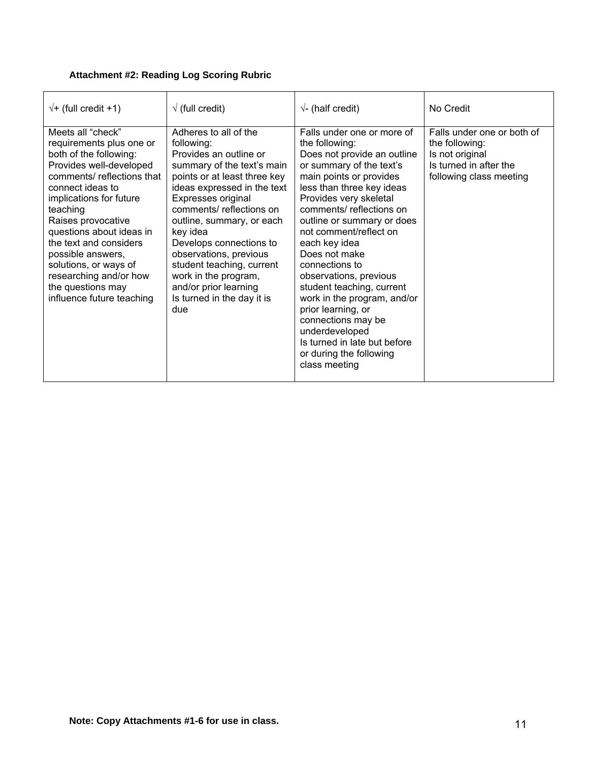**Attachment #2: Reading Log Scoring Rubric**

| √+ (full credit +1) | √ (full credit) | √- (half credit) | No Credit |
|---|---|---|---|
| Meets all "check" requirements plus one or both of the following:<br>Provides well-developed comments/ reflections that connect ideas to implications for future teaching<br>Raises provocative questions about ideas in the text and considers possible answers, solutions, or ways of researching and/or how the questions may influence future teaching | Adheres to all of the following:<br>Provides an outline or summary of the text's main points or at least three key ideas expressed in the text<br>Expresses original comments/ reflections on outline, summary, or each key idea<br>Develops connections to observations, previous student teaching, current work in the program, and/or prior learning<br>Is turned in the day it is due | Falls under one or more of the following:<br>Does not provide an outline or summary of the text's main points or provides less than three key ideas<br>Provides very skeletal comments/ reflections on outline or summary or does not comment/reflect on each key idea<br>Does not make connections to observations, previous student teaching, current work in the program, and/or prior learning, or connections may be underdeveloped<br>Is turned in late but before or during the following class meeting | Falls under one or both of the following:<br>Is not original<br>Is turned in after the following class meeting |

**Note: Copy Attachments #1-6 for use in class.**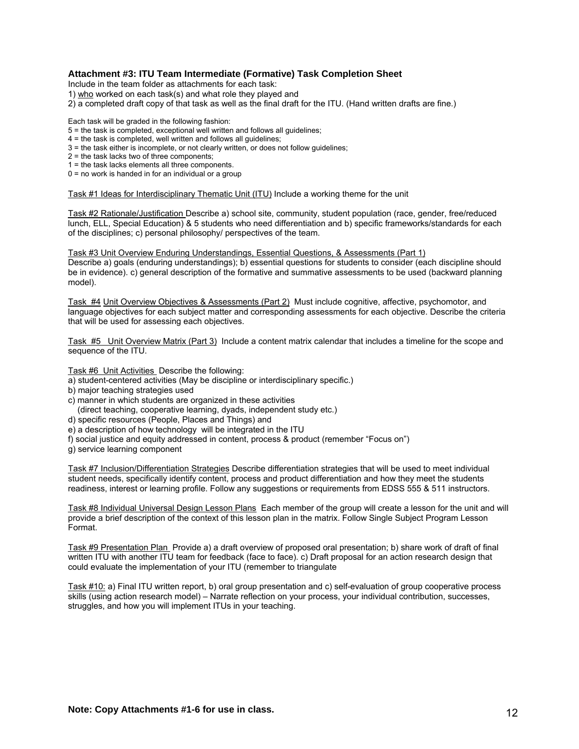### Attachment #3: ITU Team Intermediate (Formative) Task Completion Sheet

Include in the team folder as attachments for each task:

1) who worked on each task(s) and what role they played and
2) a completed draft copy of that task as well as the final draft for the ITU. (Hand written drafts are fine.)

Each task will be graded in the following fashion:

5 = the task is completed, exceptional well written and follows all guidelines;
4 = the task is completed, well written and follows all guidelines;
3 = the task either is incomplete, or not clearly written, or does not follow guidelines;
2 = the task lacks two of three components;
1 = the task lacks elements all three components.
0 = no work is handed in for an individual or a group

Task #1 Ideas for Interdisciplinary Thematic Unit (ITU) Include a working theme for the unit

Task #2 Rationale/Justification Describe a) school site, community, student population (race, gender, free/reduced lunch, ELL, Special Education) & 5 students who need differentiation and b) specific frameworks/standards for each of the disciplines; c) personal philosophy/ perspectives of the team.

Task #3 Unit Overview Enduring Understandings, Essential Questions, & Assessments (Part 1)
Describe a) goals (enduring understandings); b) essential questions for students to consider (each discipline should be in evidence). c) general description of the formative and summative assessments to be used (backward planning model).

Task #4 Unit Overview Objectives & Assessments (Part 2) Must include cognitive, affective, psychomotor, and language objectives for each subject matter and corresponding assessments for each objective. Describe the criteria that will be used for assessing each objectives.

Task #5 Unit Overview Matrix (Part 3) Include a content matrix calendar that includes a timeline for the scope and sequence of the ITU.

Task #6 Unit Activities Describe the following:

a) student-centered activities (May be discipline or interdisciplinary specific.)
b) major teaching strategies used
c) manner in which students are organized in these activities
   (direct teaching, cooperative learning, dyads, independent study etc.)
d) specific resources (People, Places and Things) and
e) a description of how technology will be integrated in the ITU
f) social justice and equity addressed in content, process & product (remember "Focus on")
g) service learning component

Task #7 Inclusion/Differentiation Strategies Describe differentiation strategies that will be used to meet individual student needs, specifically identify content, process and product differentiation and how they meet the students readiness, interest or learning profile. Follow any suggestions or requirements from EDSS 555 & 511 instructors.

Task #8 Individual Universal Design Lesson Plans Each member of the group will create a lesson for the unit and will provide a brief description of the context of this lesson plan in the matrix. Follow Single Subject Program Lesson Format.

Task #9 Presentation Plan Provide a) a draft overview of proposed oral presentation; b) share work of draft of final written ITU with another ITU team for feedback (face to face). c) Draft proposal for an action research design that could evaluate the implementation of your ITU (remember to triangulate

Task #10: a) Final ITU written report, b) oral group presentation and c) self-evaluation of group cooperative process skills (using action research model) – Narrate reflection on your process, your individual contribution, successes, struggles, and how you will implement ITUs in your teaching.

**Note: Copy Attachments #1-6 for use in class.**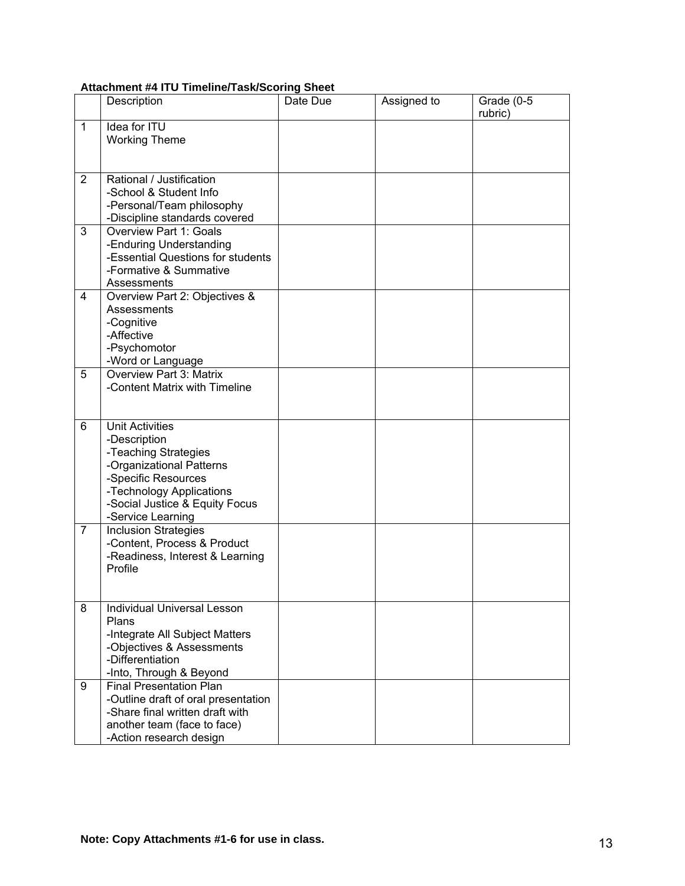**Attachment #4 ITU Timeline/Task/Scoring Sheet**

| | Description | Date Due | Assigned to | Grade (0-5 rubric) |
|---|---|---|---|---|
| 1 | Idea for ITU<br>Working Theme | | | |
| 2 | Rational / Justification<br>-School & Student Info<br>-Personal/Team philosophy<br>-Discipline standards covered | | | |
| 3 | Overview Part 1: Goals<br>-Enduring Understanding<br>-Essential Questions for students<br>-Formative & Summative Assessments | | | |
| 4 | Overview Part 2: Objectives & Assessments<br>-Cognitive<br>-Affective<br>-Psychomotor<br>-Word or Language | | | |
| 5 | Overview Part 3: Matrix<br>-Content Matrix with Timeline | | | |
| 6 | Unit Activities<br>-Description<br>-Teaching Strategies<br>-Organizational Patterns<br>-Specific Resources<br>-Technology Applications<br>-Social Justice & Equity Focus<br>-Service Learning | | | |
| 7 | Inclusion Strategies<br>-Content, Process & Product<br>-Readiness, Interest & Learning Profile | | | |
| 8 | Individual Universal Lesson Plans<br>-Integrate All Subject Matters<br>-Objectives & Assessments<br>-Differentiation<br>-Into, Through & Beyond | | | |
| 9 | Final Presentation Plan<br>-Outline draft of oral presentation<br>-Share final written draft with another team (face to face)<br>-Action research design | | | |

**Note: Copy Attachments #1-6 for use in class.**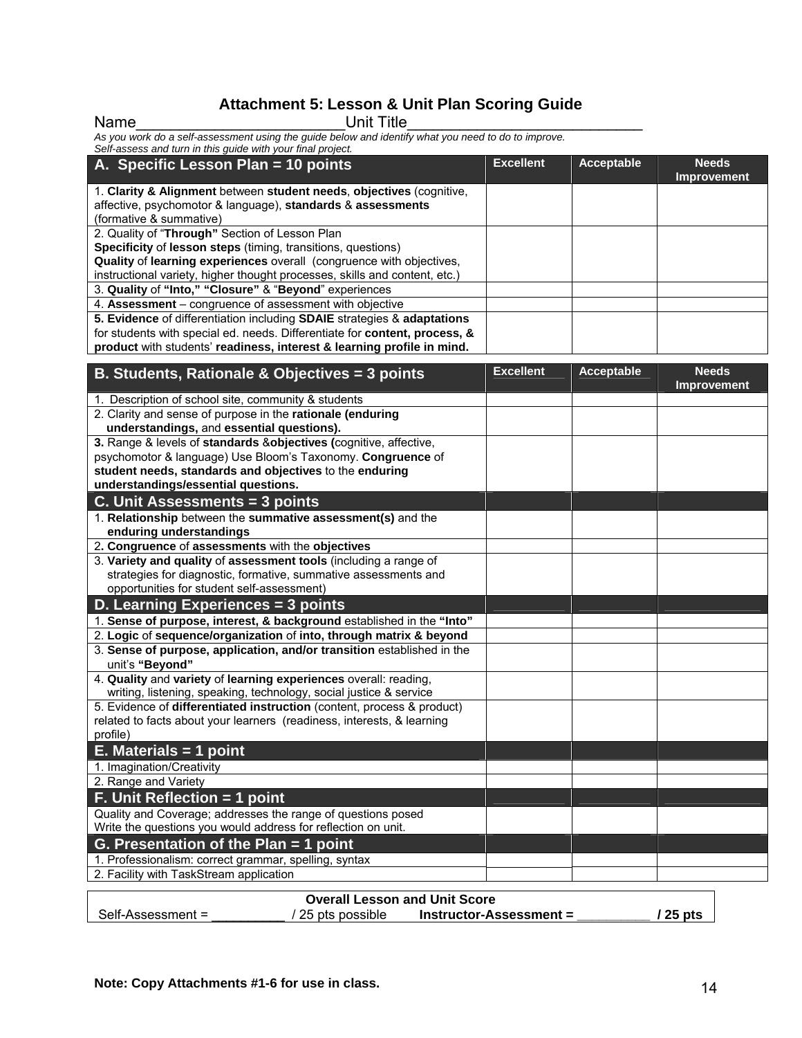## Attachment 5: Lesson & Unit Plan Scoring Guide

Name________________________Unit Title__________________________

*As you work do a self-assessment using the guide below and identify what you need to do to improve. Self-assess and turn in this guide with your final project.*

| **A. Specific Lesson Plan = 10 points** | **Excellent** | **Acceptable** | **Needs Improvement** |
|---|---|---|---|
| 1. **Clarity & Alignment** between **student needs**, **objectives** (cognitive, affective, psychomotor & language), **standards** & **assessments** (formative & summative) | | | |
| 2. Quality of "**Through"** Section of Lesson Plan<br>**Specificity** of **lesson steps** (timing, transitions, questions)<br>**Quality** of **learning experiences** overall (congruence with objectives, instructional variety, higher thought processes, skills and content, etc.) | | | |
| 3. **Quality** of **"Into," "Closure"** & "**Beyond**" experiences | | | |
| 4. **Assessment** – congruence of assessment with objective | | | |
| **5. Evidence** of differentiation including **SDAIE** strategies & **adaptations** for students with special ed. needs. Differentiate for **content, process, & product** with students' **readiness, interest & learning profile in mind.** | | | |

| **B. Students, Rationale & Objectives = 3 points** | **Excellent** | **Acceptable** | **Needs Improvement** |
|---|---|---|---|
| 1. Description of school site, community & students | | | |
| 2. Clarity and sense of purpose in the **rationale (enduring understandings,** and **essential questions).** | | | |
| **3.** Range & levels of **standards** &**objectives (**cognitive, affective, psychomotor & language) Use Bloom's Taxonomy. **Congruence** of **student needs, standards and objectives** to the **enduring understandings/essential questions.** | | | |
| **C. Unit Assessments = 3 points** | | | |
| 1. **Relationship** between the **summative assessment(s)** and the **enduring understandings** | | | |
| 2**. Congruence** of **assessments** with the **objectives** | | | |
| 3. **Variety and quality** of **assessment tools** (including a range of strategies for diagnostic, formative, summative assessments and opportunities for student self-assessment) | | | |
| **D. Learning Experiences = 3 points** | | | |
| 1. **Sense of purpose, interest, & background** established in the **"Into"** | | | |
| 2. **Logic** of **sequence/organization** of **into, through matrix & beyond** | | | |
| 3. **Sense of purpose, application, and/or transition** established in the unit's **"Beyond"** | | | |
| 4. **Quality** and **variety** of **learning experiences** overall: reading, writing, listening, speaking, technology, social justice & service | | | |
| 5. Evidence of **differentiated instruction** (content, process & product) related to facts about your learners (readiness, interests, & learning profile) | | | |
| **E. Materials = 1 point** | | | |
| 1. Imagination/Creativity | | | |
| 2. Range and Variety | | | |
| **F. Unit Reflection = 1 point** | | | |
| Quality and Coverage; addresses the range of questions posed<br>Write the questions you would address for reflection on unit. | | | |
| **G. Presentation of the Plan = 1 point** | | | |
| 1. Professionalism: correct grammar, spelling, syntax | | | |
| 2. Facility with TaskStream application | | | |

| **Overall Lesson and Unit Score** |
|---|
| Self-Assessment = **__________** / 25 pts possible **Instructor-Assessment =** __________ **/ 25 pts** |

**Note: Copy Attachments #1-6 for use in class.**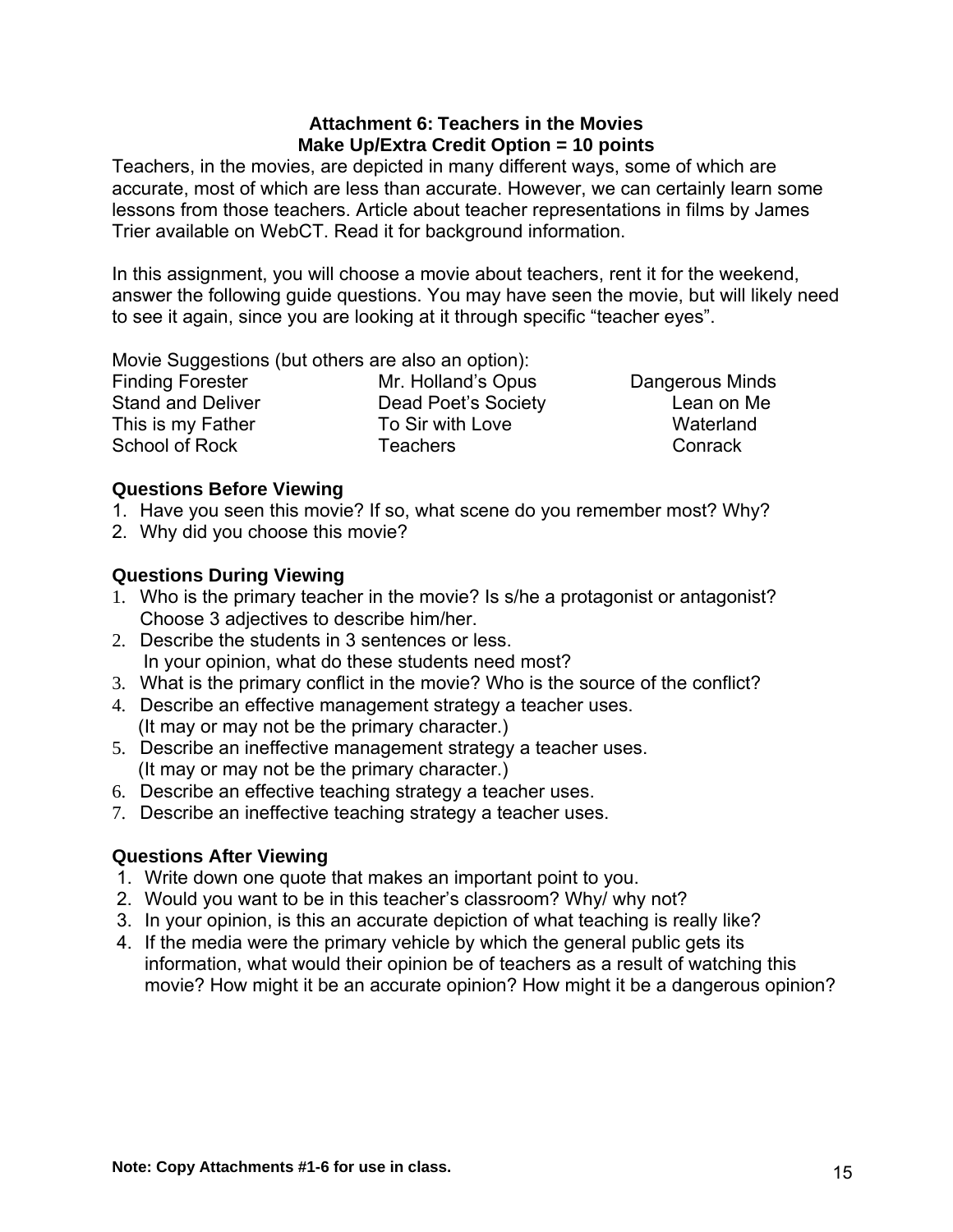**Attachment 6: Teachers in the Movies**

**Make Up/Extra Credit Option = 10 points**

Teachers, in the movies, are depicted in many different ways, some of which are accurate, most of which are less than accurate. However, we can certainly learn some lessons from those teachers. Article about teacher representations in films by James Trier available on WebCT. Read it for background information.

In this assignment, you will choose a movie about teachers, rent it for the weekend, answer the following guide questions. You may have seen the movie, but will likely need to see it again, since you are looking at it through specific "teacher eyes".

Movie Suggestions (but others are also an option):

| | | |
|---|---|---|
| Finding Forester | Mr. Holland's Opus | Dangerous Minds |
| Stand and Deliver | Dead Poet's Society | Lean on Me |
| This is my Father | To Sir with Love | Waterland |
| School of Rock | Teachers | Conrack |

**Questions Before Viewing**

1. Have you seen this movie? If so, what scene do you remember most? Why?
2. Why did you choose this movie?

**Questions During Viewing**

1. Who is the primary teacher in the movie? Is s/he a protagonist or antagonist? Choose 3 adjectives to describe him/her.
2. Describe the students in 3 sentences or less.
   In your opinion, what do these students need most?
3. What is the primary conflict in the movie? Who is the source of the conflict?
4. Describe an effective management strategy a teacher uses.
   (It may or may not be the primary character.)
5. Describe an ineffective management strategy a teacher uses.
   (It may or may not be the primary character.)
6. Describe an effective teaching strategy a teacher uses.
7. Describe an ineffective teaching strategy a teacher uses.

**Questions After Viewing**

1. Write down one quote that makes an important point to you.
2. Would you want to be in this teacher's classroom? Why/ why not?
3. In your opinion, is this an accurate depiction of what teaching is really like?
4. If the media were the primary vehicle by which the general public gets its information, what would their opinion be of teachers as a result of watching this movie? How might it be an accurate opinion? How might it be a dangerous opinion?

**Note: Copy Attachments #1-6 for use in class.**